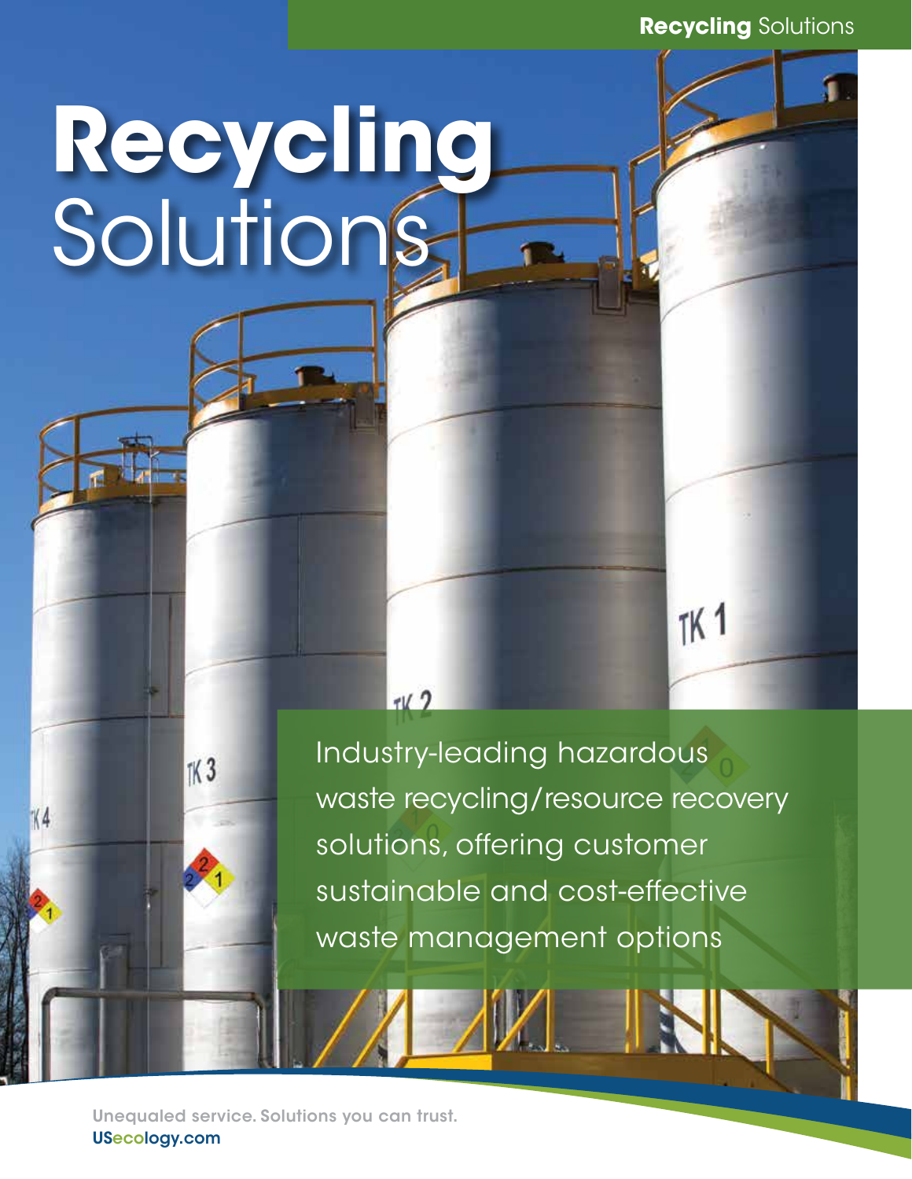# Recycling Solutions

Industry-leading hazardous waste recycling/resource recovery solutions, offering customer sustainable and cost-effective waste management options

Unequaled service. Solutions you can trust.
USecology.com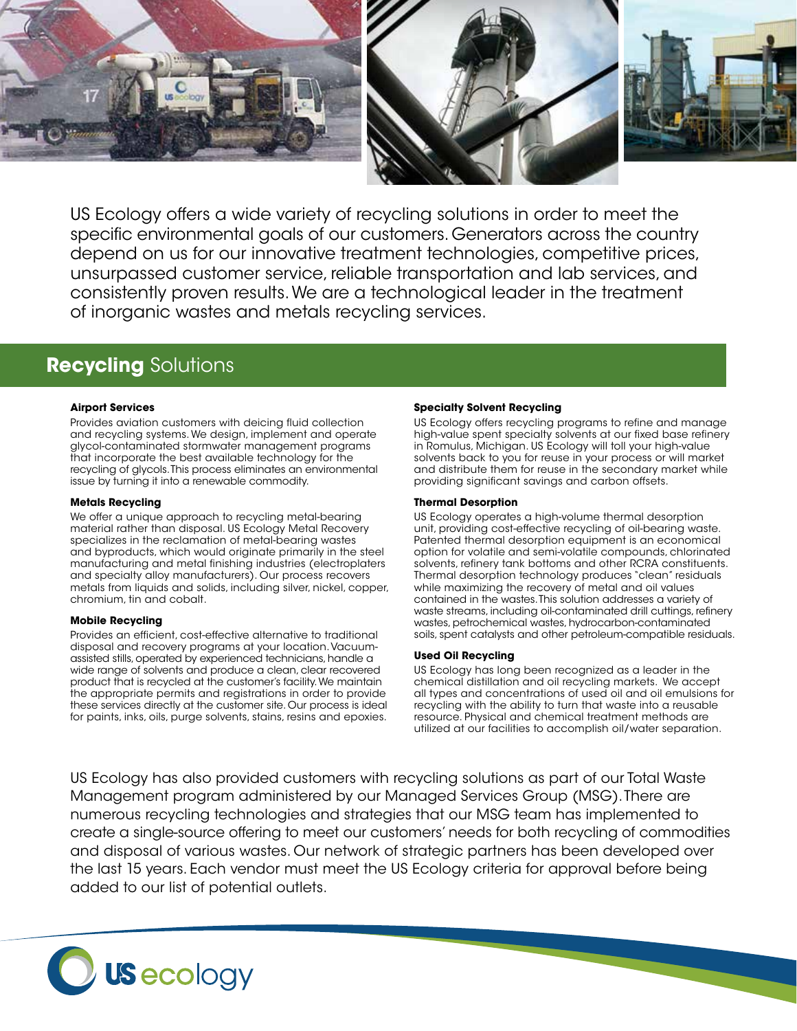US Ecology offers a wide variety of recycling solutions in order to meet the specific environmental goals of our customers. Generators across the country depend on us for our innovative treatment technologies, competitive prices, unsurpassed customer service, reliable transportation and lab services, and consistently proven results. We are a technological leader in the treatment of inorganic wastes and metals recycling services.

## **Recycling** Solutions

#### Airport Services

Provides aviation customers with deicing fluid collection and recycling systems. We design, implement and operate glycol-contaminated stormwater management programs that incorporate the best available technology for the recycling of glycols. This process eliminates an environmental issue by turning it into a renewable commodity.

#### Metals Recycling

We offer a unique approach to recycling metal-bearing material rather than disposal. US Ecology Metal Recovery specializes in the reclamation of metal-bearing wastes and byproducts, which would originate primarily in the steel manufacturing and metal finishing industries (electroplaters and specialty alloy manufacturers). Our process recovers metals from liquids and solids, including silver, nickel, copper, chromium, tin and cobalt.

#### Mobile Recycling

Provides an efficient, cost-effective alternative to traditional disposal and recovery programs at your location. Vacuum-assisted stills, operated by experienced technicians, handle a wide range of solvents and produce a clean, clear recovered product that is recycled at the customer's facility. We maintain the appropriate permits and registrations in order to provide these services directly at the customer site. Our process is ideal for paints, inks, oils, purge solvents, stains, resins and epoxies.

#### Specialty Solvent Recycling

US Ecology offers recycling programs to refine and manage high-value spent specialty solvents at our fixed base refinery in Romulus, Michigan. US Ecology will toll your high-value solvents back to you for reuse in your process or will market and distribute them for reuse in the secondary market while providing significant savings and carbon offsets.

#### Thermal Desorption

US Ecology operates a high-volume thermal desorption unit, providing cost-effective recycling of oil-bearing waste. Patented thermal desorption equipment is an economical option for volatile and semi-volatile compounds, chlorinated solvents, refinery tank bottoms and other RCRA constituents. Thermal desorption technology produces "clean" residuals while maximizing the recovery of metal and oil values contained in the wastes. This solution addresses a variety of waste streams, including oil-contaminated drill cuttings, refinery wastes, petrochemical wastes, hydrocarbon-contaminated soils, spent catalysts and other petroleum-compatible residuals.

#### Used Oil Recycling

US Ecology has long been recognized as a leader in the chemical distillation and oil recycling markets. We accept all types and concentrations of used oil and oil emulsions for recycling with the ability to turn that waste into a reusable resource. Physical and chemical treatment methods are utilized at our facilities to accomplish oil/water separation.

US Ecology has also provided customers with recycling solutions as part of our Total Waste Management program administered by our Managed Services Group (MSG). There are numerous recycling technologies and strategies that our MSG team has implemented to create a single-source offering to meet our customers' needs for both recycling of commodities and disposal of various wastes. Our network of strategic partners has been developed over the last 15 years. Each vendor must meet the US Ecology criteria for approval before being added to our list of potential outlets.

US ecology